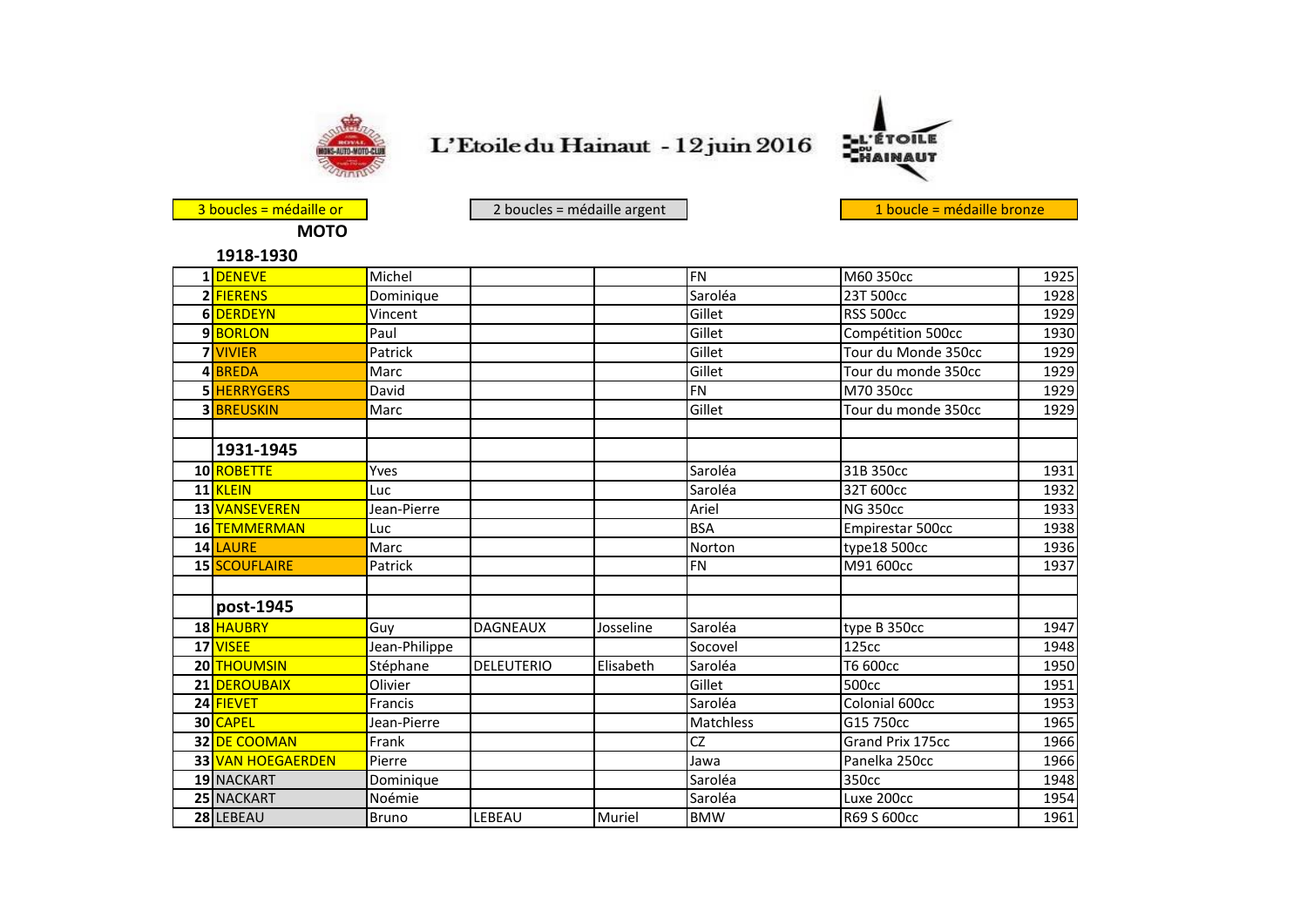# L'Etoile du Hainaut - 12 juin 2016

3 boucles = médaille or

2 boucles = médaille argent

1 boucle = médaille bronze

## MOTO

| | | | | | | | |
|---|---|---|---|---|---|---|---|
| | **1918-1930** | | | | | | |
| 1 | DENEVE | Michel | | | FN | M60 350cc | 1925 |
| 2 | FIERENS | Dominique | | | Saroléa | 23T 500cc | 1928 |
| 6 | DERDEYN | Vincent | | | Gillet | RSS 500cc | 1929 |
| 9 | BORLON | Paul | | | Gillet | Compétition 500cc | 1930 |
| 7 | VIVIER | Patrick | | | Gillet | Tour du Monde 350cc | 1929 |
| 4 | BREDA | Marc | | | Gillet | Tour du monde 350cc | 1929 |
| 5 | HERRYGERS | David | | | FN | M70 350cc | 1929 |
| 3 | BREUSKIN | Marc | | | Gillet | Tour du monde 350cc | 1929 |
| | | | | | | | |
| | **1931-1945** | | | | | | |
| 10 | ROBETTE | Yves | | | Saroléa | 31B 350cc | 1931 |
| 11 | KLEIN | Luc | | | Saroléa | 32T 600cc | 1932 |
| 13 | VANSEVEREN | Jean-Pierre | | | Ariel | NG 350cc | 1933 |
| 16 | TEMMERMAN | Luc | | | BSA | Empirestar 500cc | 1938 |
| 14 | LAURE | Marc | | | Norton | type18 500cc | 1936 |
| 15 | SCOUFLAIRE | Patrick | | | FN | M91 600cc | 1937 |
| | | | | | | | |
| | **post-1945** | | | | | | |
| 18 | HAUBRY | Guy | DAGNEAUX | Josseline | Saroléa | type B 350cc | 1947 |
| 17 | VISEE | Jean-Philippe | | | Socovel | 125cc | 1948 |
| 20 | THOUMSIN | Stéphane | DELEUTERIO | Elisabeth | Saroléa | T6 600cc | 1950 |
| 21 | DEROUBAIX | Olivier | | | Gillet | 500cc | 1951 |
| 24 | FIEVET | Francis | | | Saroléa | Colonial 600cc | 1953 |
| 30 | CAPEL | Jean-Pierre | | | Matchless | G15 750cc | 1965 |
| 32 | DE COOMAN | Frank | | | CZ | Grand Prix 175cc | 1966 |
| 33 | VAN HOEGAERDEN | Pierre | | | Jawa | Panelka 250cc | 1966 |
| 19 | NACKART | Dominique | | | Saroléa | 350cc | 1948 |
| 25 | NACKART | Noémie | | | Saroléa | Luxe 200cc | 1954 |
| 28 | LEBEAU | Bruno | LEBEAU | Muriel | BMW | R69 S 600cc | 1961 |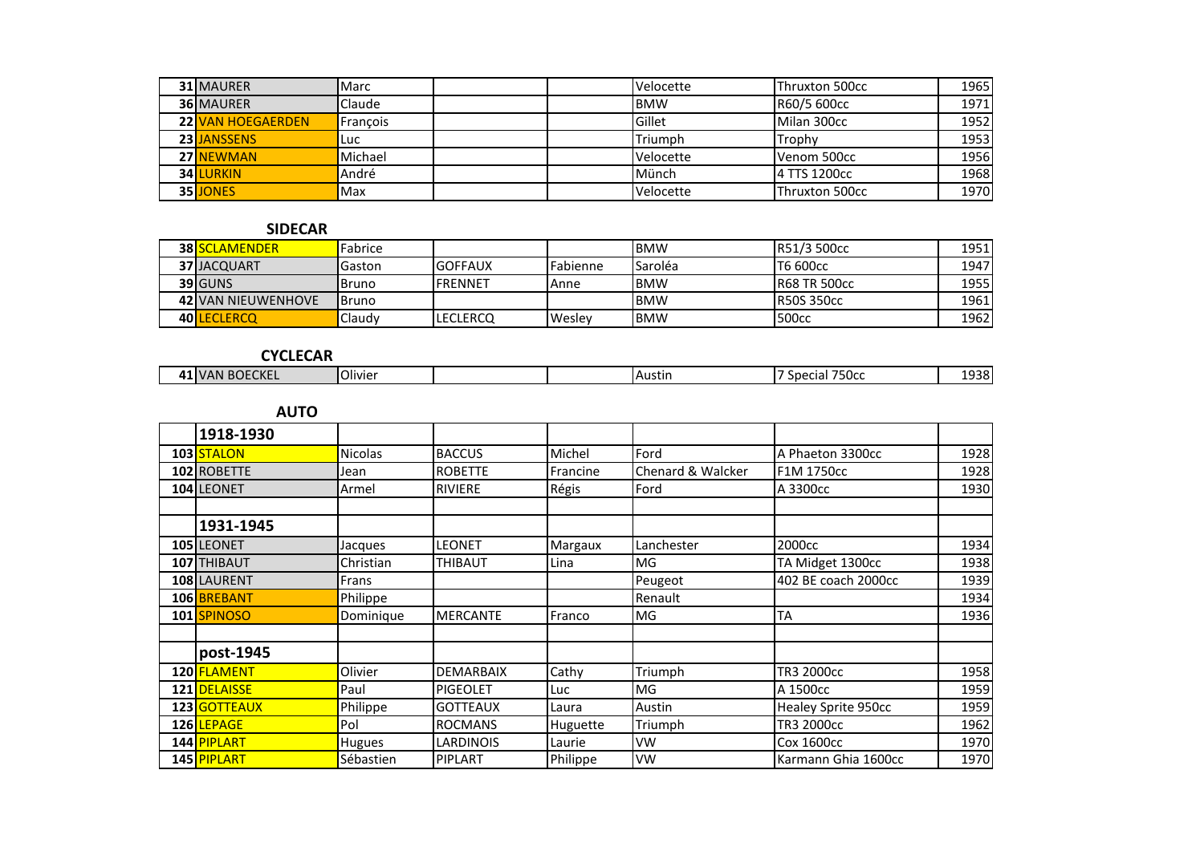| | | | | | | | |
|---|---|---|---|---|---|---|---|
| 31 | MAURER | Marc | | | Velocette | Thruxton 500cc | 1965 |
| 36 | MAURER | Claude | | | BMW | R60/5 600cc | 1971 |
| 22 | VAN HOEGAERDEN | François | | | Gillet | Milan 300cc | 1952 |
| 23 | JANSSENS | Luc | | | Triumph | Trophy | 1953 |
| 27 | NEWMAN | Michael | | | Velocette | Venom 500cc | 1956 |
| 34 | LURKIN | André | | | Münch | 4 TTS 1200cc | 1968 |
| 35 | JONES | Max | | | Velocette | Thruxton 500cc | 1970 |

## SIDECAR

| | | | | | | | |
|---|---|---|---|---|---|---|---|
| 38 | SCLAMENDER | Fabrice | | | BMW | R51/3 500cc | 1951 |
| 37 | JACQUART | Gaston | GOFFAUX | Fabienne | Saroléa | T6 600cc | 1947 |
| 39 | GUNS | Bruno | FRENNET | Anne | BMW | R68 TR 500cc | 1955 |
| 42 | VAN NIEUWENHOVE | Bruno | | | BMW | R50S 350cc | 1961 |
| 40 | LECLERCQ | Claudy | LECLERCQ | Wesley | BMW | 500cc | 1962 |

## CYCLECAR

| | | | | | | | |
|---|---|---|---|---|---|---|---|
| 41 | VAN BOECKEL | Olivier | | | Austin | 7 Special 750cc | 1938 |

## AUTO

| | | | | | | | |
|---|---|---|---|---|---|---|---|
| | **1918-1930** | | | | | | |
| 103 | STALON | Nicolas | BACCUS | Michel | Ford | A Phaeton 3300cc | 1928 |
| 102 | ROBETTE | Jean | ROBETTE | Francine | Chenard & Walcker | F1M 1750cc | 1928 |
| 104 | LEONET | Armel | RIVIERE | Régis | Ford | A 3300cc | 1930 |
| | | | | | | | |
| | **1931-1945** | | | | | | |
| 105 | LEONET | Jacques | LEONET | Margaux | Lanchester | 2000cc | 1934 |
| 107 | THIBAUT | Christian | THIBAUT | Lina | MG | TA Midget 1300cc | 1938 |
| 108 | LAURENT | Frans | | | Peugeot | 402 BE coach 2000cc | 1939 |
| 106 | BREBANT | Philippe | | | Renault | | 1934 |
| 101 | SPINOSO | Dominique | MERCANTE | Franco | MG | TA | 1936 |
| | | | | | | | |
| | **post-1945** | | | | | | |
| 120 | FLAMENT | Olivier | DEMARBAIX | Cathy | Triumph | TR3 2000cc | 1958 |
| 121 | DELAISSE | Paul | PIGEOLET | Luc | MG | A 1500cc | 1959 |
| 123 | GOTTEAUX | Philippe | GOTTEAUX | Laura | Austin | Healey Sprite 950cc | 1959 |
| 126 | LEPAGE | Pol | ROCMANS | Huguette | Triumph | TR3 2000cc | 1962 |
| 144 | PIPLART | Hugues | LARDINOIS | Laurie | VW | Cox 1600cc | 1970 |
| 145 | PIPLART | Sébastien | PIPLART | Philippe | VW | Karmann Ghia 1600cc | 1970 |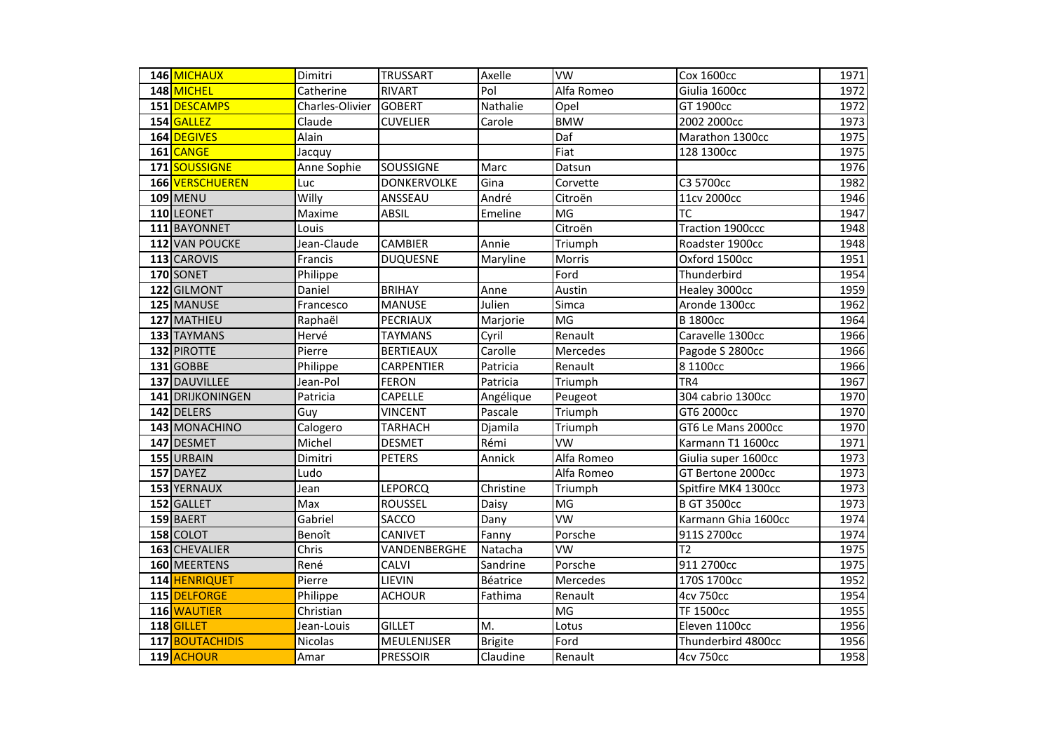| | | | | | | | |
|---|---|---|---|---|---|---|---|
| 146 | MICHAUX | Dimitri | TRUSSART | Axelle | VW | Cox 1600cc | 1971 |
| 148 | MICHEL | Catherine | RIVART | Pol | Alfa Romeo | Giulia 1600cc | 1972 |
| 151 | DESCAMPS | Charles-Olivier | GOBERT | Nathalie | Opel | GT 1900cc | 1972 |
| 154 | GALLEZ | Claude | CUVELIER | Carole | BMW | 2002 2000cc | 1973 |
| 164 | DEGIVES | Alain | | | Daf | Marathon 1300cc | 1975 |
| 161 | CANGE | Jacquy | | | Fiat | 128 1300cc | 1975 |
| 171 | SOUSSIGNE | Anne Sophie | SOUSSIGNE | Marc | Datsun | | 1976 |
| 166 | VERSCHUEREN | Luc | DONKERVOLKE | Gina | Corvette | C3 5700cc | 1982 |
| 109 | MENU | Willy | ANSSEAU | André | Citroën | 11cv 2000cc | 1946 |
| 110 | LEONET | Maxime | ABSIL | Emeline | MG | TC | 1947 |
| 111 | BAYONNET | Louis | | | Citroën | Traction 1900ccc | 1948 |
| 112 | VAN POUCKE | Jean-Claude | CAMBIER | Annie | Triumph | Roadster 1900cc | 1948 |
| 113 | CAROVIS | Francis | DUQUESNE | Maryline | Morris | Oxford 1500cc | 1951 |
| 170 | SONET | Philippe | | | Ford | Thunderbird | 1954 |
| 122 | GILMONT | Daniel | BRIHAY | Anne | Austin | Healey 3000cc | 1959 |
| 125 | MANUSE | Francesco | MANUSE | Julien | Simca | Aronde 1300cc | 1962 |
| 127 | MATHIEU | Raphaël | PECRIAUX | Marjorie | MG | B 1800cc | 1964 |
| 133 | TAYMANS | Hervé | TAYMANS | Cyril | Renault | Caravelle 1300cc | 1966 |
| 132 | PIROTTE | Pierre | BERTIEAUX | Carolle | Mercedes | Pagode S 2800cc | 1966 |
| 131 | GOBBE | Philippe | CARPENTIER | Patricia | Renault | 8 1100cc | 1966 |
| 137 | DAUVILLEE | Jean-Pol | FERON | Patricia | Triumph | TR4 | 1967 |
| 141 | DRIJKONINGEN | Patricia | CAPELLE | Angélique | Peugeot | 304 cabrio 1300cc | 1970 |
| 142 | DELERS | Guy | VINCENT | Pascale | Triumph | GT6 2000cc | 1970 |
| 143 | MONACHINO | Calogero | TARHACH | Djamila | Triumph | GT6 Le Mans 2000cc | 1970 |
| 147 | DESMET | Michel | DESMET | Rémi | VW | Karmann T1 1600cc | 1971 |
| 155 | URBAIN | Dimitri | PETERS | Annick | Alfa Romeo | Giulia super 1600cc | 1973 |
| 157 | DAYEZ | Ludo | | | Alfa Romeo | GT Bertone 2000cc | 1973 |
| 153 | YERNAUX | Jean | LEPORCQ | Christine | Triumph | Spitfire MK4 1300cc | 1973 |
| 152 | GALLET | Max | ROUSSEL | Daisy | MG | B GT 3500cc | 1973 |
| 159 | BAERT | Gabriel | SACCO | Dany | VW | Karmann Ghia 1600cc | 1974 |
| 158 | COLOT | Benoît | CANIVET | Fanny | Porsche | 911S 2700cc | 1974 |
| 163 | CHEVALIER | Chris | VANDENBERGHE | Natacha | VW | T2 | 1975 |
| 160 | MEERTENS | René | CALVI | Sandrine | Porsche | 911 2700cc | 1975 |
| 114 | HENRIQUET | Pierre | LIEVIN | Béatrice | Mercedes | 170S 1700cc | 1952 |
| 115 | DELFORGE | Philippe | ACHOUR | Fathima | Renault | 4cv 750cc | 1954 |
| 116 | WAUTIER | Christian | | | MG | TF 1500cc | 1955 |
| 118 | GILLET | Jean-Louis | GILLET | M. | Lotus | Eleven 1100cc | 1956 |
| 117 | BOUTACHIDIS | Nicolas | MEULENIJSER | Brigite | Ford | Thunderbird 4800cc | 1956 |
| 119 | ACHOUR | Amar | PRESSOIR | Claudine | Renault | 4cv 750cc | 1958 |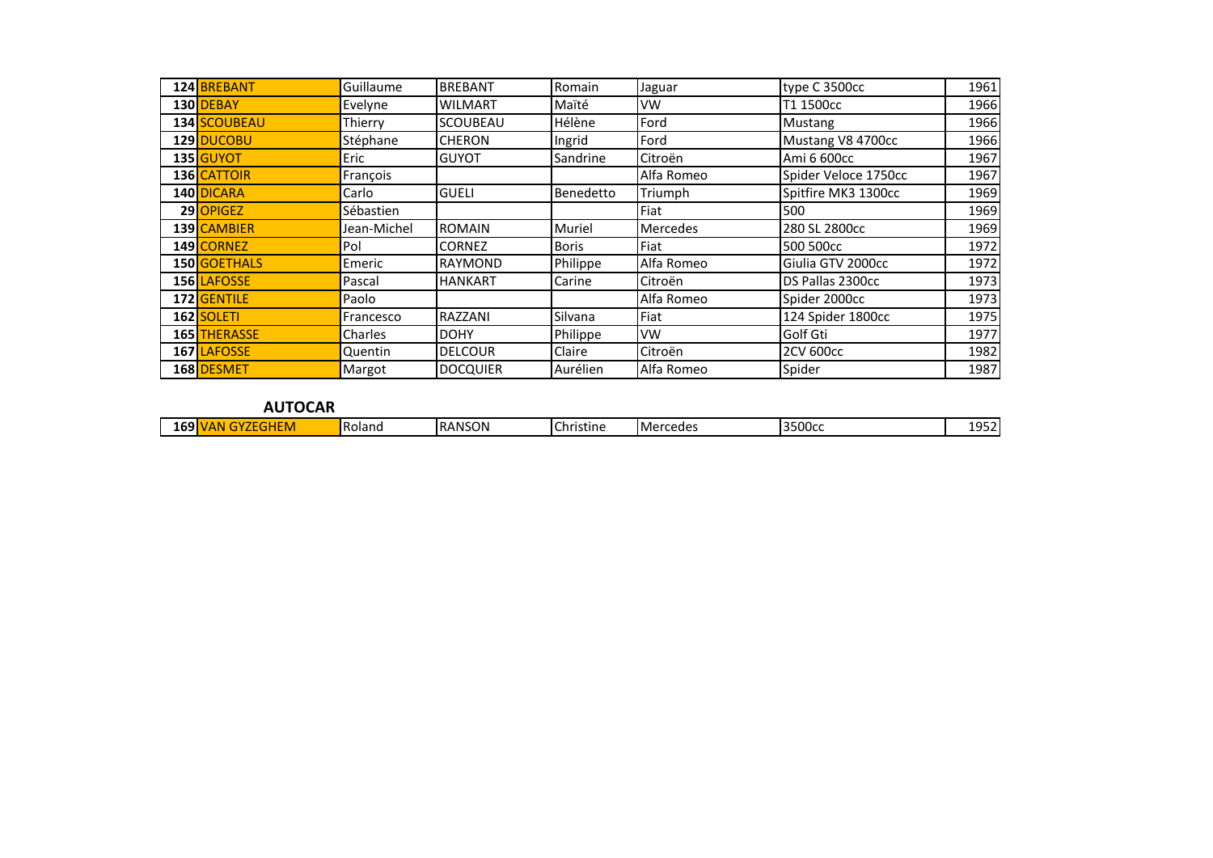| | | | | | | | |
|---|---|---|---|---|---|---|---|
| 124 | BREBANT | Guillaume | BREBANT | Romain | Jaguar | type C 3500cc | 1961 |
| 130 | DEBAY | Evelyne | WILMART | Maïté | VW | T1 1500cc | 1966 |
| 134 | SCOUBEAU | Thierry | SCOUBEAU | Hélène | Ford | Mustang | 1966 |
| 129 | DUCOBU | Stéphane | CHERON | Ingrid | Ford | Mustang V8 4700cc | 1966 |
| 135 | GUYOT | Eric | GUYOT | Sandrine | Citroën | Ami 6 600cc | 1967 |
| 136 | CATTOIR | François | | | Alfa Romeo | Spider Veloce 1750cc | 1967 |
| 140 | DICARA | Carlo | GUELI | Benedetto | Triumph | Spitfire MK3 1300cc | 1969 |
| 29 | OPIGEZ | Sébastien | | | Fiat | 500 | 1969 |
| 139 | CAMBIER | Jean-Michel | ROMAIN | Muriel | Mercedes | 280 SL 2800cc | 1969 |
| 149 | CORNEZ | Pol | CORNEZ | Boris | Fiat | 500 500cc | 1972 |
| 150 | GOETHALS | Emeric | RAYMOND | Philippe | Alfa Romeo | Giulia GTV 2000cc | 1972 |
| 156 | LAFOSSE | Pascal | HANKART | Carine | Citroën | DS Pallas 2300cc | 1973 |
| 172 | GENTILE | Paolo | | | Alfa Romeo | Spider 2000cc | 1973 |
| 162 | SOLETI | Francesco | RAZZANI | Silvana | Fiat | 124 Spider 1800cc | 1975 |
| 165 | THERASSE | Charles | DOHY | Philippe | VW | Golf Gti | 1977 |
| 167 | LAFOSSE | Quentin | DELCOUR | Claire | Citroën | 2CV 600cc | 1982 |
| 168 | DESMET | Margot | DOCQUIER | Aurélien | Alfa Romeo | Spider | 1987 |

**AUTOCAR**

| | | | | | | | |
|---|---|---|---|---|---|---|---|
| 169 | VAN GYZEGHEM | Roland | RANSON | Christine | Mercedes | 3500cc | 1952 |